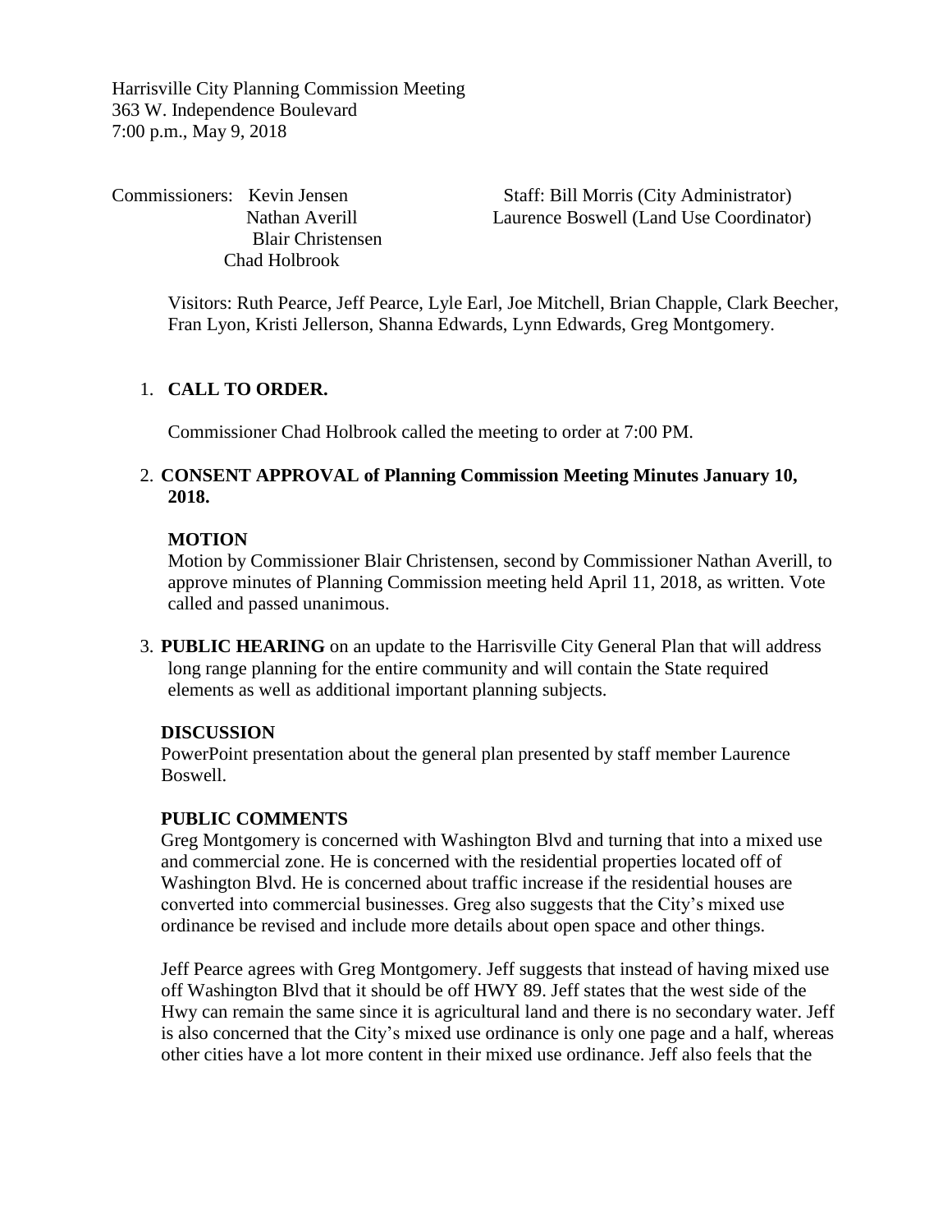Harrisville City Planning Commission Meeting
363 W. Independence Boulevard
7:00 p.m., May 9, 2018

Commissioners: Kevin Jensen
Nathan Averill
Blair Christensen
Chad Holbrook

Staff: Bill Morris (City Administrator)
Laurence Boswell (Land Use Coordinator)

Visitors: Ruth Pearce, Jeff Pearce, Lyle Earl, Joe Mitchell, Brian Chapple, Clark Beecher, Fran Lyon, Kristi Jellerson, Shanna Edwards, Lynn Edwards, Greg Montgomery.

1. **CALL TO ORDER.**

   Commissioner Chad Holbrook called the meeting to order at 7:00 PM.

2. **CONSENT APPROVAL of Planning Commission Meeting Minutes January 10, 2018.**

   **MOTION**
   Motion by Commissioner Blair Christensen, second by Commissioner Nathan Averill, to approve minutes of Planning Commission meeting held April 11, 2018, as written. Vote called and passed unanimous.

3. **PUBLIC HEARING** on an update to the Harrisville City General Plan that will address long range planning for the entire community and will contain the State required elements as well as additional important planning subjects.

   **DISCUSSION**
   PowerPoint presentation about the general plan presented by staff member Laurence Boswell.

   **PUBLIC COMMENTS**
   Greg Montgomery is concerned with Washington Blvd and turning that into a mixed use and commercial zone. He is concerned with the residential properties located off of Washington Blvd. He is concerned about traffic increase if the residential houses are converted into commercial businesses. Greg also suggests that the City's mixed use ordinance be revised and include more details about open space and other things.

   Jeff Pearce agrees with Greg Montgomery. Jeff suggests that instead of having mixed use off Washington Blvd that it should be off HWY 89. Jeff states that the west side of the Hwy can remain the same since it is agricultural land and there is no secondary water. Jeff is also concerned that the City's mixed use ordinance is only one page and a half, whereas other cities have a lot more content in their mixed use ordinance. Jeff also feels that the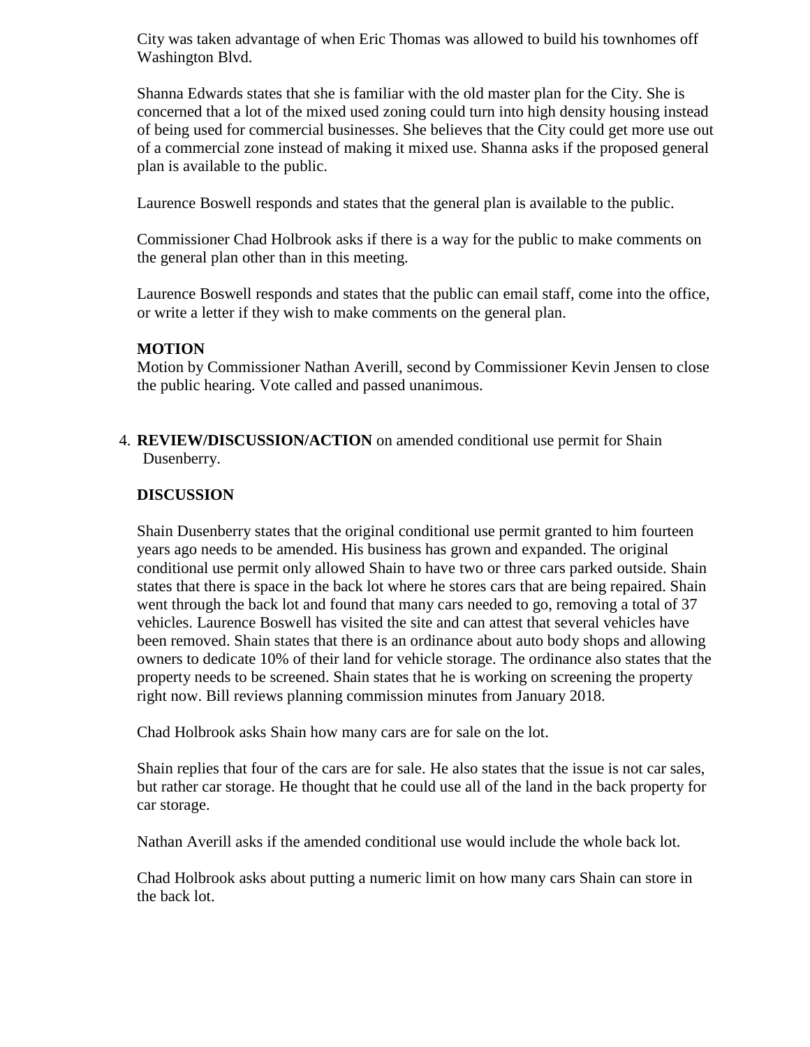City was taken advantage of when Eric Thomas was allowed to build his townhomes off Washington Blvd.

Shanna Edwards states that she is familiar with the old master plan for the City. She is concerned that a lot of the mixed used zoning could turn into high density housing instead of being used for commercial businesses. She believes that the City could get more use out of a commercial zone instead of making it mixed use. Shanna asks if the proposed general plan is available to the public.

Laurence Boswell responds and states that the general plan is available to the public.

Commissioner Chad Holbrook asks if there is a way for the public to make comments on the general plan other than in this meeting.

Laurence Boswell responds and states that the public can email staff, come into the office, or write a letter if they wish to make comments on the general plan.

**MOTION**
Motion by Commissioner Nathan Averill, second by Commissioner Kevin Jensen to close the public hearing. Vote called and passed unanimous.

4. **REVIEW/DISCUSSION/ACTION** on amended conditional use permit for Shain Dusenberry.

**DISCUSSION**

Shain Dusenberry states that the original conditional use permit granted to him fourteen years ago needs to be amended. His business has grown and expanded. The original conditional use permit only allowed Shain to have two or three cars parked outside. Shain states that there is space in the back lot where he stores cars that are being repaired. Shain went through the back lot and found that many cars needed to go, removing a total of 37 vehicles. Laurence Boswell has visited the site and can attest that several vehicles have been removed. Shain states that there is an ordinance about auto body shops and allowing owners to dedicate 10% of their land for vehicle storage. The ordinance also states that the property needs to be screened. Shain states that he is working on screening the property right now. Bill reviews planning commission minutes from January 2018.

Chad Holbrook asks Shain how many cars are for sale on the lot.

Shain replies that four of the cars are for sale. He also states that the issue is not car sales, but rather car storage. He thought that he could use all of the land in the back property for car storage.

Nathan Averill asks if the amended conditional use would include the whole back lot.

Chad Holbrook asks about putting a numeric limit on how many cars Shain can store in the back lot.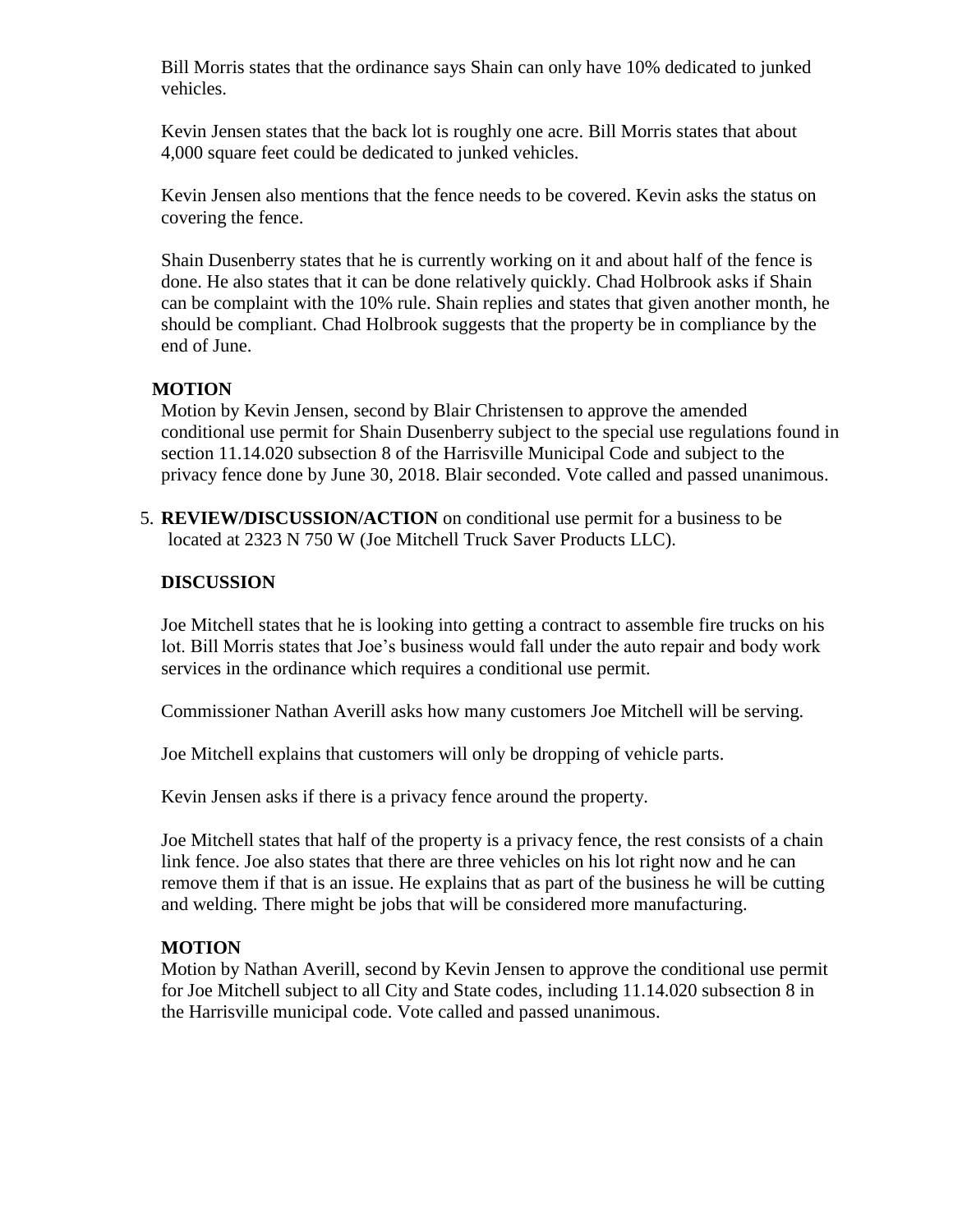Bill Morris states that the ordinance says Shain can only have 10% dedicated to junked vehicles.

Kevin Jensen states that the back lot is roughly one acre. Bill Morris states that about 4,000 square feet could be dedicated to junked vehicles.

Kevin Jensen also mentions that the fence needs to be covered. Kevin asks the status on covering the fence.

Shain Dusenberry states that he is currently working on it and about half of the fence is done. He also states that it can be done relatively quickly. Chad Holbrook asks if Shain can be complaint with the 10% rule. Shain replies and states that given another month, he should be compliant. Chad Holbrook suggests that the property be in compliance by the end of June.

**MOTION**

Motion by Kevin Jensen, second by Blair Christensen to approve the amended conditional use permit for Shain Dusenberry subject to the special use regulations found in section 11.14.020 subsection 8 of the Harrisville Municipal Code and subject to the privacy fence done by June 30, 2018. Blair seconded. Vote called and passed unanimous.

5. **REVIEW/DISCUSSION/ACTION** on conditional use permit for a business to be located at 2323 N 750 W (Joe Mitchell Truck Saver Products LLC).

**DISCUSSION**

Joe Mitchell states that he is looking into getting a contract to assemble fire trucks on his lot. Bill Morris states that Joe's business would fall under the auto repair and body work services in the ordinance which requires a conditional use permit.

Commissioner Nathan Averill asks how many customers Joe Mitchell will be serving.

Joe Mitchell explains that customers will only be dropping of vehicle parts.

Kevin Jensen asks if there is a privacy fence around the property.

Joe Mitchell states that half of the property is a privacy fence, the rest consists of a chain link fence. Joe also states that there are three vehicles on his lot right now and he can remove them if that is an issue. He explains that as part of the business he will be cutting and welding. There might be jobs that will be considered more manufacturing.

**MOTION**

Motion by Nathan Averill, second by Kevin Jensen to approve the conditional use permit for Joe Mitchell subject to all City and State codes, including 11.14.020 subsection 8 in the Harrisville municipal code. Vote called and passed unanimous.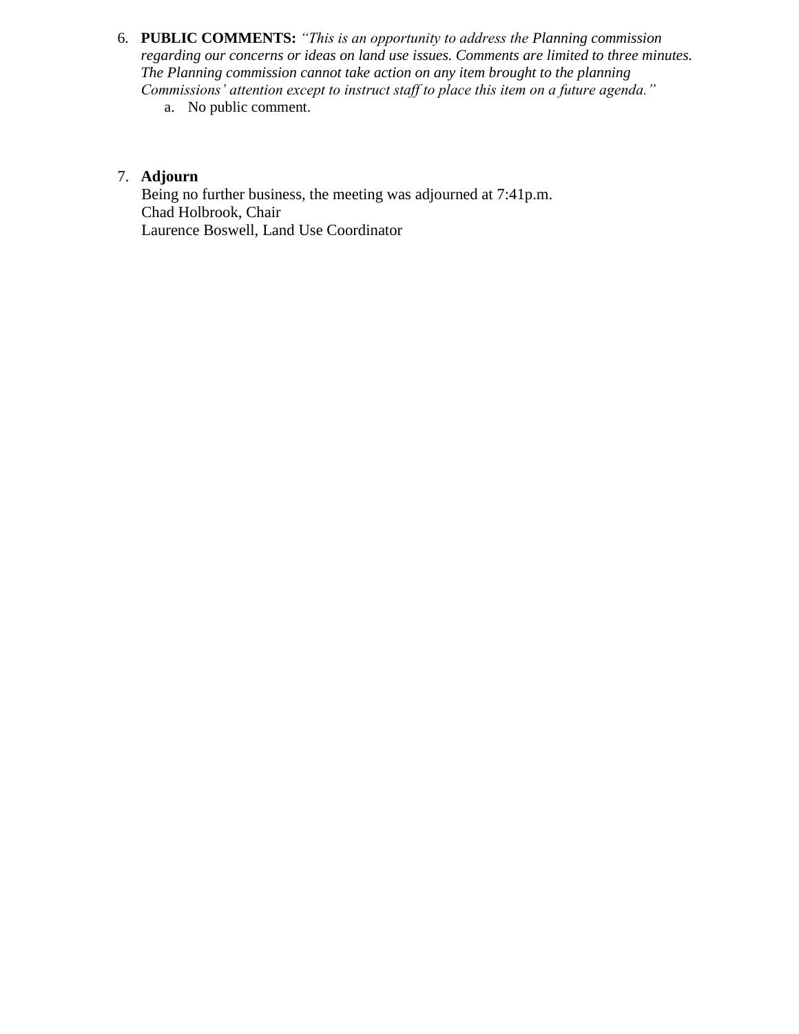6. **PUBLIC COMMENTS:** *"This is an opportunity to address the Planning commission regarding our concerns or ideas on land use issues. Comments are limited to three minutes. The Planning commission cannot take action on any item brought to the planning Commissions' attention except to instruct staff to place this item on a future agenda."*
   a. No public comment.

7. **Adjourn**
   Being no further business, the meeting was adjourned at 7:41p.m.
   Chad Holbrook, Chair
   Laurence Boswell, Land Use Coordinator